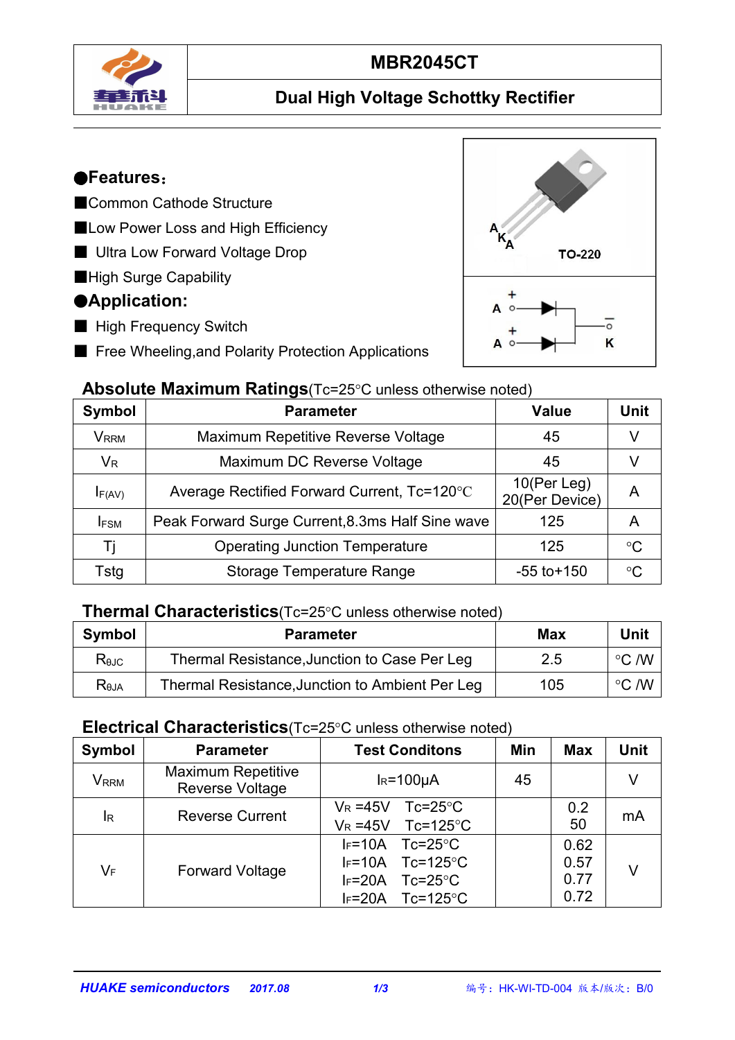# MBR2045CT

## Dual High Voltage Schottky Rectifier

### ●Features:

- ■Common Cathode Structure
- ■Low Power Loss and High Efficiency
- ■ Ultra Low Forward Voltage Drop
- ■High Surge Capability

### ●Application:

- ■ High Frequency Switch
- ■ Free Wheeling,and Polarity Protection Applications

A K A TO-220

A + A + K

### Absolute Maximum Ratings(Tc=25°C unless otherwise noted)

| Symbol | Parameter | Value | Unit |
|---|---|---|---|
| $V_{RRM}$ | Maximum Repetitive Reverse Voltage | 45 | V |
| $V_R$ | Maximum DC Reverse Voltage | 45 | V |
| $I_{F(AV)}$ | Average Rectified Forward Current, Tc=120°C | 10(Per Leg) 20(Per Device) | A |
| $I_{FSM}$ | Peak Forward Surge Current,8.3ms Half Sine wave | 125 | A |
| Tj | Operating Junction Temperature | 125 | °C |
| Tstg | Storage Temperature Range | -55 to+150 | °C |

### Thermal Characteristics(Tc=25°C unless otherwise noted)

| Symbol | Parameter | Max | Unit |
|---|---|---|---|
| $R_{θJC}$ | Thermal Resistance,Junction to Case Per Leg | 2.5 | °C /W |
| $R_{θJA}$ | Thermal Resistance,Junction to Ambient Per Leg | 105 | °C /W |

### Electrical Characteristics(Tc=25°C unless otherwise noted)

| Symbol | Parameter | Test Conditons | Min | Max | Unit |
|---|---|---|---|---|---|
| $V_{RRM}$ | Maximum Repetitive Reverse Voltage | $I_R$=100μA | 45 | | V |
| $I_R$ | Reverse Current | $V_R$ =45V Tc=25°C<br>$V_R$ =45V Tc=125°C | | 0.2<br>50 | mA |
| $V_F$ | Forward Voltage | $I_F$=10A Tc=25°C<br>$I_F$=10A Tc=125°C<br>$I_F$=20A Tc=25°C<br>$I_F$=20A Tc=125°C | | 0.62<br>0.57<br>0.77<br>0.72 | V |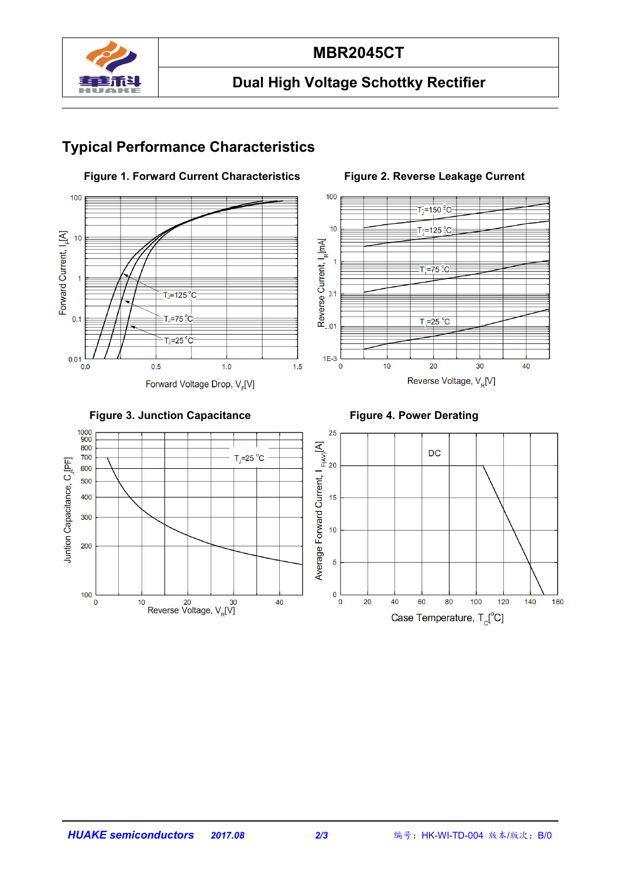## Typical Performance Characteristics

**Figure 1. Forward Current Characteristics**

**Figure 2. Reverse Leakage Current**

**Figure 3. Junction Capacitance**

**Figure 4. Power Derating**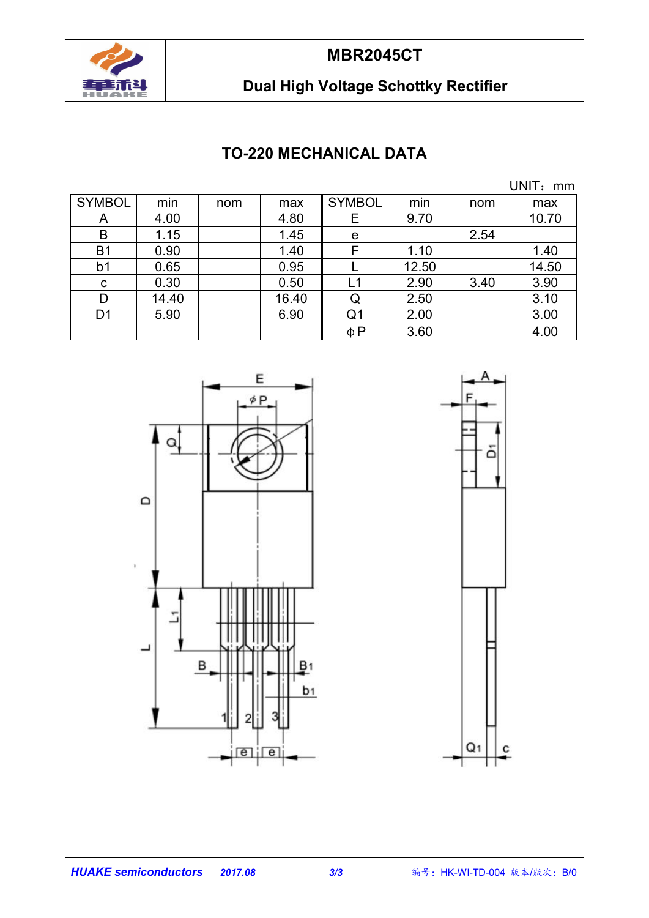# MBR2045CT

## Dual High Voltage Schottky Rectifier

## TO-220 MECHANICAL DATA

UNIT：mm

| SYMBOL | min | nom | max | SYMBOL | min | nom | max |
|---|---|---|---|---|---|---|---|
| A | 4.00 | | 4.80 | E | 9.70 | | 10.70 |
| B | 1.15 | | 1.45 | e | | 2.54 | |
| B1 | 0.90 | | 1.40 | F | 1.10 | | 1.40 |
| b1 | 0.65 | | 0.95 | L | 12.50 | | 14.50 |
| c | 0.30 | | 0.50 | L1 | 2.90 | 3.40 | 3.90 |
| D | 14.40 | | 16.40 | Q | 2.50 | | 3.10 |
| D1 | 5.90 | | 6.90 | Q1 | 2.00 | | 3.00 |
| | | | | ϕP | 3.60 | | 4.00 |

E
ϕP
Q
D
L1
L
B
B1
b1
1 2 3
e e
A
F
D1
Q1 c

*HUAKE semiconductors* 2017.08 编号：HK-WI-TD-004 版本/版次：B/0